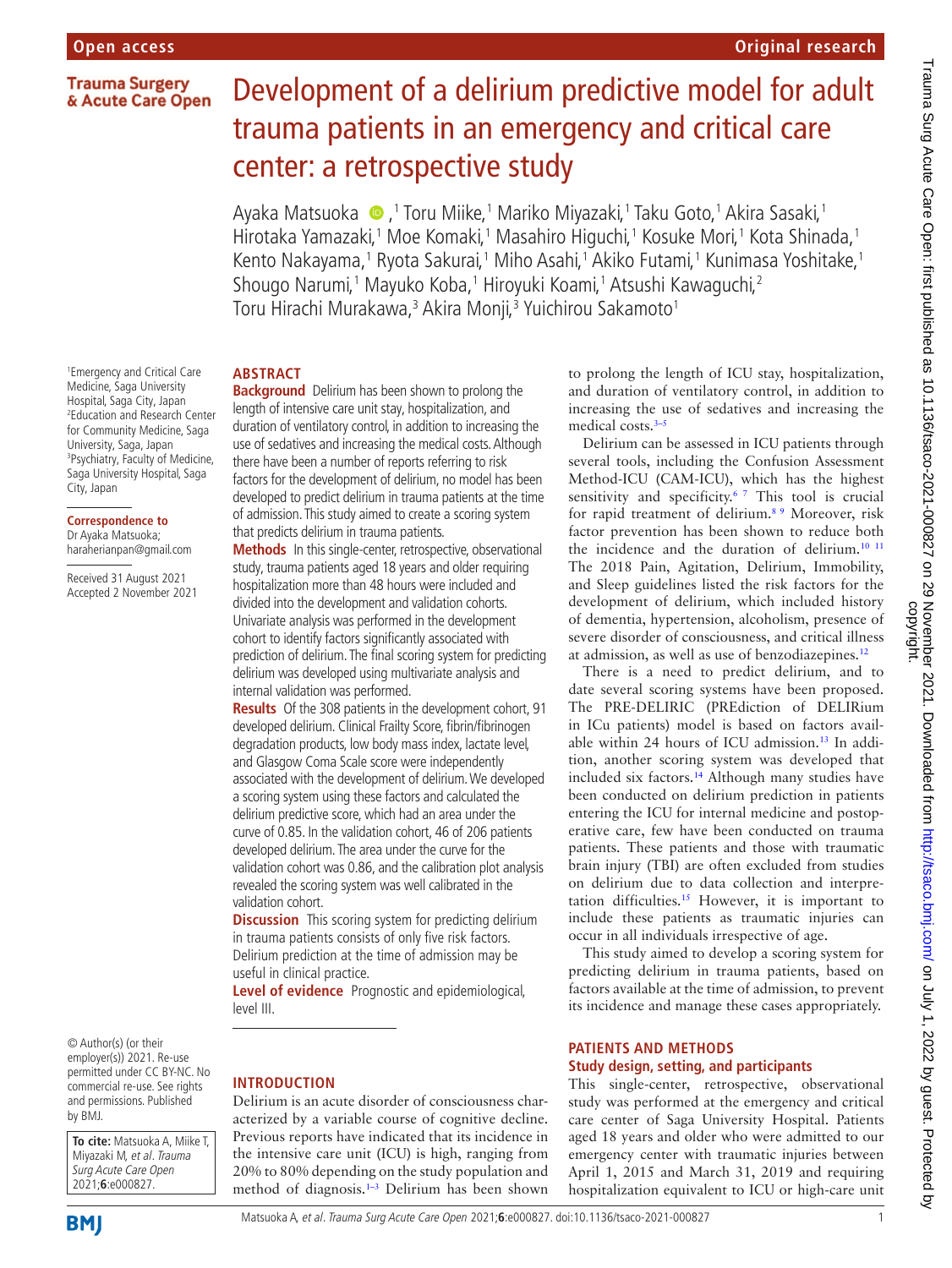Open access

Original research

# Development of a delirium predictive model for adult trauma patients in an emergency and critical care center: a retrospective study

Ayaka Matsuoka [1], Toru Miike [1], Mariko Miyazaki [1], Taku Goto [1], Akira Sasaki [1], Hirotaka Yamazaki [1], Moe Komaki [1], Masahiro Higuchi [1], Kosuke Mori [1], Kota Shinada [1], Kento Nakayama [1], Ryota Sakurai [1], Miho Asahi [1], Akiko Futami [1], Kunimasa Yoshitake [1], Shougo Narumi [1], Mayuko Koba [1], Hiroyuki Koami [1], Atsushi Kawaguchi [2], Toru Hirachi Murakawa [3], Akira Monji [3], Yuichirou Sakamoto [1]

[1]Emergency and Critical Care Medicine, Saga University Hospital, Saga City, Japan
[2]Education and Research Center for Community Medicine, Saga University, Saga, Japan
[3]Psychiatry, Faculty of Medicine, Saga University Hospital, Saga City, Japan

**Correspondence to**
Dr Ayaka Matsuoka; haraherianpan@gmail.com

Received 31 August 2021
Accepted 2 November 2021

## ABSTRACT

**Background** Delirium has been shown to prolong the length of intensive care unit stay, hospitalization, and duration of ventilatory control, in addition to increasing the use of sedatives and increasing the medical costs. Although there have been a number of reports referring to risk factors for the development of delirium, no model has been developed to predict delirium in trauma patients at the time of admission. This study aimed to create a scoring system that predicts delirium in trauma patients.

**Methods** In this single-center, retrospective, observational study, trauma patients aged 18 years and older requiring hospitalization more than 48 hours were included and divided into the development and validation cohorts. Univariate analysis was performed in the development cohort to identify factors significantly associated with prediction of delirium. The final scoring system for predicting delirium was developed using multivariate analysis and internal validation was performed.

**Results** Of the 308 patients in the development cohort, 91 developed delirium. Clinical Frailty Score, fibrin/fibrinogen degradation products, low body mass index, lactate level, and Glasgow Coma Scale score were independently associated with the development of delirium. We developed a scoring system using these factors and calculated the delirium predictive score, which had an area under the curve of 0.85. In the validation cohort, 46 of 206 patients developed delirium. The area under the curve for the validation cohort was 0.86, and the calibration plot analysis revealed the scoring system was well calibrated in the validation cohort.

**Discussion** This scoring system for predicting delirium in trauma patients consists of only five risk factors. Delirium prediction at the time of admission may be useful in clinical practice.

**Level of evidence** Prognostic and epidemiological, level III.

© Author(s) (or their employer(s)) 2021. Re-use permitted under CC BY-NC. No commercial re-use. See rights and permissions. Published by BMJ.

**To cite:** Matsuoka A, Miike T, Miyazaki M, *et al. Trauma Surg Acute Care Open* 2021;**6**:e000827.

## INTRODUCTION

Delirium is an acute disorder of consciousness characterized by a variable course of cognitive decline. Previous reports have indicated that its incidence in the intensive care unit (ICU) is high, ranging from 20% to 80% depending on the study population and method of diagnosis.[1–3] Delirium has been shown to prolong the length of ICU stay, hospitalization, and duration of ventilatory control, in addition to increasing the use of sedatives and increasing the medical costs.[3–5]

Delirium can be assessed in ICU patients through several tools, including the Confusion Assessment Method-ICU (CAM-ICU), which has the highest sensitivity and specificity.[6 7] This tool is crucial for rapid treatment of delirium.[8 9] Moreover, risk factor prevention has been shown to reduce both the incidence and the duration of delirium.[10 11] The 2018 Pain, Agitation, Delirium, Immobility, and Sleep guidelines listed the risk factors for the development of delirium, which included history of dementia, hypertension, alcoholism, presence of severe disorder of consciousness, and critical illness at admission, as well as use of benzodiazepines.[12]

There is a need to predict delirium, and to date several scoring systems have been proposed. The PRE-DELIRIC (PREdiction of DELIRium in ICu patients) model is based on factors available within 24 hours of ICU admission.[13] In addition, another scoring system was developed that included six factors.[14] Although many studies have been conducted on delirium prediction in patients entering the ICU for internal medicine and postoperative care, few have been conducted on trauma patients. These patients and those with traumatic brain injury (TBI) are often excluded from studies on delirium due to data collection and interpretation difficulties.[15] However, it is important to include these patients as traumatic injuries can occur in all individuals irrespective of age.

This study aimed to develop a scoring system for predicting delirium in trauma patients, based on factors available at the time of admission, to prevent its incidence and manage these cases appropriately.

## PATIENTS AND METHODS

### Study design, setting, and participants

This single-center, retrospective, observational study was performed at the emergency and critical care center of Saga University Hospital. Patients aged 18 years and older who were admitted to our emergency center with traumatic injuries between April 1, 2015 and March 31, 2019 and requiring hospitalization equivalent to ICU or high-care unit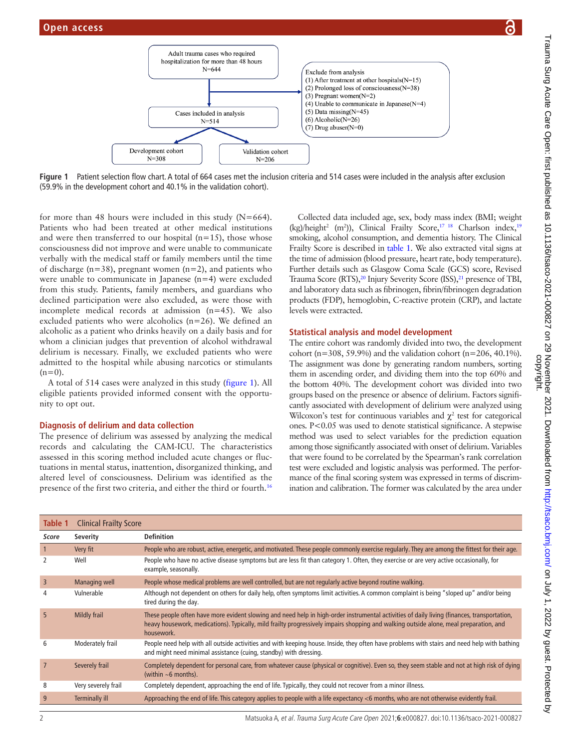Adult trauma cases who required hospitalization for more than 48 hours
N=644

Exclude from analysis
(1) After treatment at other hospitals(N=15)
(2) Prolonged loss of consciousness(N=38)
(3) Pregnant women(N=2)
(4) Unable to communicate in Japanese(N=4)
(5) Data missing(N=45)
(6) Alcoholic(N=26)
(7) Drug abuser(N=0)

Cases included in analysis
N=514

Development cohort
N=308

Validation cohort
N=206

**Figure 1** Patient selection flow chart. A total of 664 cases met the inclusion criteria and 514 cases were included in the analysis after exclusion (59.9% in the development cohort and 40.1% in the validation cohort).

for more than 48 hours were included in this study (N=664). Patients who had been treated at other medical institutions and were then transferred to our hospital (n=15), those whose consciousness did not improve and were unable to communicate verbally with the medical staff or family members until the time of discharge (n=38), pregnant women (n=2), and patients who were unable to communicate in Japanese (n=4) were excluded from this study. Patients, family members, and guardians who declined participation were also excluded, as were those with incomplete medical records at admission (n=45). We also excluded patients who were alcoholics (n=26). We defined an alcoholic as a patient who drinks heavily on a daily basis and for whom a clinician judges that prevention of alcohol withdrawal delirium is necessary. Finally, we excluded patients who were admitted to the hospital while abusing narcotics or stimulants (n=0).

A total of 514 cases were analyzed in this study (figure 1). All eligible patients provided informed consent with the opportunity to opt out.

## Diagnosis of delirium and data collection

The presence of delirium was assessed by analyzing the medical records and calculating the CAM-ICU. The characteristics assessed in this scoring method included acute changes or fluctuations in mental status, inattention, disorganized thinking, and altered level of consciousness. Delirium was identified as the presence of the first two criteria, and either the third or fourth.[16]

Collected data included age, sex, body mass index (BMI; weight (kg)/height$^2$ (m$^2$)), Clinical Frailty Score,[17 18] Charlson index,[19] smoking, alcohol consumption, and dementia history. The Clinical Frailty Score is described in table 1. We also extracted vital signs at the time of admission (blood pressure, heart rate, body temperature). Further details such as Glasgow Coma Scale (GCS) score, Revised Trauma Score (RTS),[20] Injury Severity Score (ISS),[21] presence of TBI, and laboratory data such as fibrinogen, fibrin/fibrinogen degradation products (FDP), hemoglobin, C-reactive protein (CRP), and lactate levels were extracted.

## Statistical analysis and model development

The entire cohort was randomly divided into two, the development cohort (n=308, 59.9%) and the validation cohort (n=206, 40.1%). The assignment was done by generating random numbers, sorting them in ascending order, and dividing them into the top 60% and the bottom 40%. The development cohort was divided into two groups based on the presence or absence of delirium. Factors significantly associated with development of delirium were analyzed using Wilcoxon's test for continuous variables and $\chi^2$ test for categorical ones. $P<0.05$ was used to denote statistical significance. A stepwise method was used to select variables for the prediction equation among those significantly associated with onset of delirium. Variables that were found to be correlated by the Spearman's rank correlation test were excluded and logistic analysis was performed. The performance of the final scoring system was expressed in terms of discrimination and calibration. The former was calculated by the area under

**Table 1** Clinical Frailty Score

| *Score* | Severity | Definition |
|---|---|---|
| 1 | Very fit | People who are robust, active, energetic, and motivated. These people commonly exercise regularly. They are among the fittest for their age. |
| 2 | Well | People who have no active disease symptoms but are less fit than category 1. Often, they exercise or are very active occasionally, for example, seasonally. |
| 3 | Managing well | People whose medical problems are well controlled, but are not regularly active beyond routine walking. |
| 4 | Vulnerable | Although not dependent on others for daily help, often symptoms limit activities. A common complaint is being "sloped up" and/or being tired during the day. |
| 5 | Mildly frail | These people often have more evident slowing and need help in high-order instrumental activities of daily living (finances, transportation, heavy housework, medications). Typically, mild frailty progressively impairs shopping and walking outside alone, meal preparation, and housework. |
| 6 | Moderately frail | People need help with all outside activities and with keeping house. Inside, they often have problems with stairs and need help with bathing and might need minimal assistance (cuing, standby) with dressing. |
| 7 | Severely frail | Completely dependent for personal care, from whatever cause (physical or cognitive). Even so, they seem stable and not at high risk of dying (within ~6 months). |
| 8 | Very severely frail | Completely dependent, approaching the end of life. Typically, they could not recover from a minor illness. |
| 9 | Terminally ill | Approaching the end of life. This category applies to people with a life expectancy <6 months, who are not otherwise evidently frail. |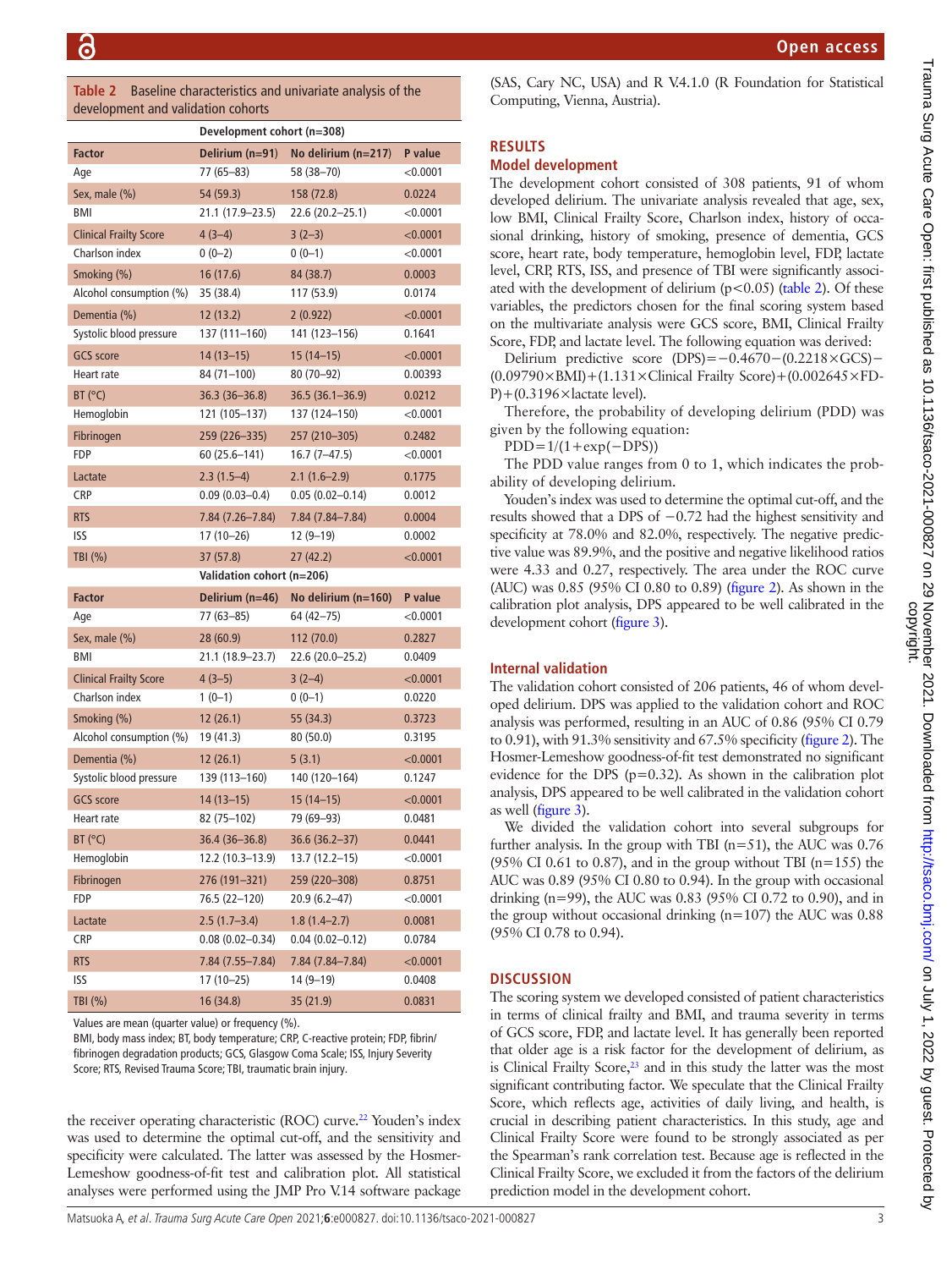**Table 2** Baseline characteristics and univariate analysis of the development and validation cohorts

| | Development cohort (n=308) | | |
|---|---|---|---|
| **Factor** | **Delirium (n=91)** | **No delirium (n=217)** | **P value** |
| Age | 77 (65–83) | 58 (38–70) | <0.0001 |
| Sex, male (%) | 54 (59.3) | 158 (72.8) | 0.0224 |
| BMI | 21.1 (17.9–23.5) | 22.6 (20.2–25.1) | <0.0001 |
| Clinical Frailty Score | 4 (3–4) | 3 (2–3) | <0.0001 |
| Charlson index | 0 (0–2) | 0 (0–1) | <0.0001 |
| Smoking (%) | 16 (17.6) | 84 (38.7) | 0.0003 |
| Alcohol consumption (%) | 35 (38.4) | 117 (53.9) | 0.0174 |
| Dementia (%) | 12 (13.2) | 2 (0.922) | <0.0001 |
| Systolic blood pressure | 137 (111–160) | 141 (123–156) | 0.1641 |
| GCS score | 14 (13–15) | 15 (14–15) | <0.0001 |
| Heart rate | 84 (71–100) | 80 (70–92) | 0.00393 |
| BT (°C) | 36.3 (36–36.8) | 36.5 (36.1–36.9) | 0.0212 |
| Hemoglobin | 121 (105–137) | 137 (124–150) | <0.0001 |
| Fibrinogen | 259 (226–335) | 257 (210–305) | 0.2482 |
| FDP | 60 (25.6–141) | 16.7 (7–47.5) | <0.0001 |
| Lactate | 2.3 (1.5–4) | 2.1 (1.6–2.9) | 0.1775 |
| CRP | 0.09 (0.03–0.4) | 0.05 (0.02–0.14) | 0.0012 |
| RTS | 7.84 (7.26–7.84) | 7.84 (7.84–7.84) | 0.0004 |
| ISS | 17 (10–26) | 12 (9–19) | 0.0002 |
| TBI (%) | 37 (57.8) | 27 (42.2) | <0.0001 |
| | **Validation cohort (n=206)** | | |
| **Factor** | **Delirium (n=46)** | **No delirium (n=160)** | **P value** |
| Age | 77 (63–85) | 64 (42–75) | <0.0001 |
| Sex, male (%) | 28 (60.9) | 112 (70.0) | 0.2827 |
| BMI | 21.1 (18.9–23.7) | 22.6 (20.0–25.2) | 0.0409 |
| Clinical Frailty Score | 4 (3–5) | 3 (2–4) | <0.0001 |
| Charlson index | 1 (0–1) | 0 (0–1) | 0.0220 |
| Smoking (%) | 12 (26.1) | 55 (34.3) | 0.3723 |
| Alcohol consumption (%) | 19 (41.3) | 80 (50.0) | 0.3195 |
| Dementia (%) | 12 (26.1) | 5 (3.1) | <0.0001 |
| Systolic blood pressure | 139 (113–160) | 140 (120–164) | 0.1247 |
| GCS score | 14 (13–15) | 15 (14–15) | <0.0001 |
| Heart rate | 82 (75–102) | 79 (69–93) | 0.0481 |
| BT (°C) | 36.4 (36–36.8) | 36.6 (36.2–37) | 0.0441 |
| Hemoglobin | 12.2 (10.3–13.9) | 13.7 (12.2–15) | <0.0001 |
| Fibrinogen | 276 (191–321) | 259 (220–308) | 0.8751 |
| FDP | 76.5 (22–120) | 20.9 (6.2–47) | <0.0001 |
| Lactate | 2.5 (1.7–3.4) | 1.8 (1.4–2.7) | 0.0081 |
| CRP | 0.08 (0.02–0.34) | 0.04 (0.02–0.12) | 0.0784 |
| RTS | 7.84 (7.55–7.84) | 7.84 (7.84–7.84) | <0.0001 |
| ISS | 17 (10–25) | 14 (9–19) | 0.0408 |
| TBI (%) | 16 (34.8) | 35 (21.9) | 0.0831 |

Values are mean (quarter value) or frequency (%).
BMI, body mass index; BT, body temperature; CRP, C-reactive protein; FDP, fibrin/fibrinogen degradation products; GCS, Glasgow Coma Scale; ISS, Injury Severity Score; RTS, Revised Trauma Score; TBI, traumatic brain injury.

the receiver operating characteristic (ROC) curve.[22] Youden's index was used to determine the optimal cut-off, and the sensitivity and specificity were calculated. The latter was assessed by the Hosmer-Lemeshow goodness-of-fit test and calibration plot. All statistical analyses were performed using the JMP Pro V.14 software package (SAS, Cary NC, USA) and R V.4.1.0 (R Foundation for Statistical Computing, Vienna, Austria).

## RESULTS

### Model development

The development cohort consisted of 308 patients, 91 of whom developed delirium. The univariate analysis revealed that age, sex, low BMI, Clinical Frailty Score, Charlson index, history of occasional drinking, history of smoking, presence of dementia, GCS score, heart rate, body temperature, hemoglobin level, FDP, lactate level, CRP, RTS, ISS, and presence of TBI were significantly associated with the development of delirium ($p<0.05$) (table 2). Of these variables, the predictors chosen for the final scoring system based on the multivariate analysis were GCS score, BMI, Clinical Frailty Score, FDP, and lactate level. The following equation was derived:

Delirium predictive score (DPS)$=-0.4670-(0.2218\times \text{GCS})-(0.09790\times \text{BMI})+(1.131\times \text{Clinical Frailty Score})+(0.002645\times \text{FDP})+(0.3196\times \text{lactate level})$.

Therefore, the probability of developing delirium (PDD) was given by the following equation:

$\text{PDD}=1/(1+\exp(-\text{DPS}))$

The PDD value ranges from 0 to 1, which indicates the probability of developing delirium.

Youden's index was used to determine the optimal cut-off, and the results showed that a DPS of −0.72 had the highest sensitivity and specificity at 78.0% and 82.0%, respectively. The negative predictive value was 89.9%, and the positive and negative likelihood ratios were 4.33 and 0.27, respectively. The area under the ROC curve (AUC) was 0.85 (95% CI 0.80 to 0.89) (figure 2). As shown in the calibration plot analysis, DPS appeared to be well calibrated in the development cohort (figure 3).

### Internal validation

The validation cohort consisted of 206 patients, 46 of whom developed delirium. DPS was applied to the validation cohort and ROC analysis was performed, resulting in an AUC of 0.86 (95% CI 0.79 to 0.91), with 91.3% sensitivity and 67.5% specificity (figure 2). The Hosmer-Lemeshow goodness-of-fit test demonstrated no significant evidence for the DPS ($p=0.32$). As shown in the calibration plot analysis, DPS appeared to be well calibrated in the validation cohort as well (figure 3).

We divided the validation cohort into several subgroups for further analysis. In the group with TBI (n=51), the AUC was 0.76 (95% CI 0.61 to 0.87), and in the group without TBI (n=155) the AUC was 0.89 (95% CI 0.80 to 0.94). In the group with occasional drinking (n=99), the AUC was 0.83 (95% CI 0.72 to 0.90), and in the group without occasional drinking (n=107) the AUC was 0.88 (95% CI 0.78 to 0.94).

## DISCUSSION

The scoring system we developed consisted of patient characteristics in terms of clinical frailty and BMI, and trauma severity in terms of GCS score, FDP, and lactate level. It has generally been reported that older age is a risk factor for the development of delirium, as is Clinical Frailty Score,[23] and in this study the latter was the most significant contributing factor. We speculate that the Clinical Frailty Score, which reflects age, activities of daily living, and health, is crucial in describing patient characteristics. In this study, age and Clinical Frailty Score were found to be strongly associated as per the Spearman's rank correlation test. Because age is reflected in the Clinical Frailty Score, we excluded it from the factors of the delirium prediction model in the development cohort.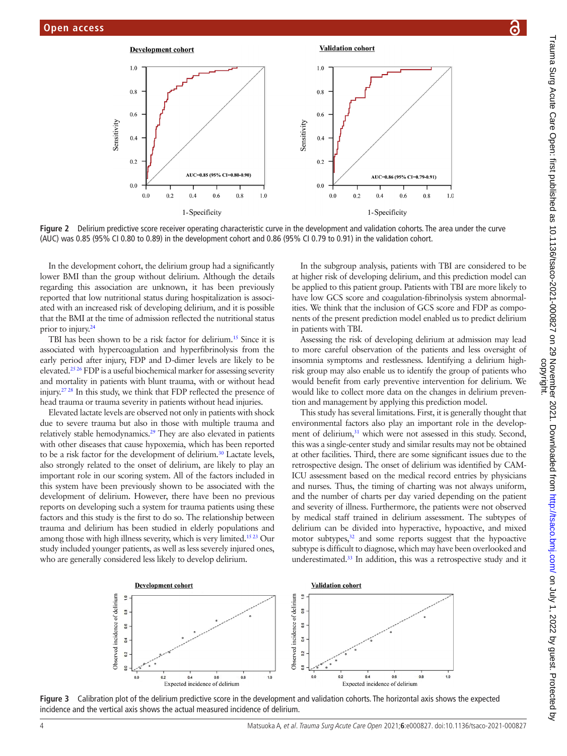Figure 2 Delirium predictive score receiver operating characteristic curve in the development and validation cohorts. The area under the curve (AUC) was 0.85 (95% CI 0.80 to 0.89) in the development cohort and 0.86 (95% CI 0.79 to 0.91) in the validation cohort.

In the development cohort, the delirium group had a significantly lower BMI than the group without delirium. Although the details regarding this association are unknown, it has been previously reported that low nutritional status during hospitalization is associated with an increased risk of developing delirium, and it is possible that the BMI at the time of admission reflected the nutritional status prior to injury.[24]

TBI has been shown to be a risk factor for delirium.[15] Since it is associated with hypercoagulation and hyperfibrinolysis from the early period after injury, FDP and D-dimer levels are likely to be elevated.[25,26] FDP is a useful biochemical marker for assessing severity and mortality in patients with blunt trauma, with or without head injury.[27,28] In this study, we think that FDP reflected the presence of head trauma or trauma severity in patients without head injuries.

Elevated lactate levels are observed not only in patients with shock due to severe trauma but also in those with multiple trauma and relatively stable hemodynamics.[29] They are also elevated in patients with other diseases that cause hypoxemia, which has been reported to be a risk factor for the development of delirium.[30] Lactate levels, also strongly related to the onset of delirium, are likely to play an important role in our scoring system. All of the factors included in this system have been previously shown to be associated with the development of delirium. However, there have been no previous reports on developing such a system for trauma patients using these factors and this study is the first to do so. The relationship between trauma and delirium has been studied in elderly populations and among those with high illness severity, which is very limited.[15,23] Our study included younger patients, as well as less severely injured ones, who are generally considered less likely to develop delirium.

In the subgroup analysis, patients with TBI are considered to be at higher risk of developing delirium, and this prediction model can be applied to this patient group. Patients with TBI are more likely to have low GCS score and coagulation-fibrinolysis system abnormalities. We think that the inclusion of GCS score and FDP as components of the present prediction model enabled us to predict delirium in patients with TBI.

Assessing the risk of developing delirium at admission may lead to more careful observation of the patients and less oversight of insomnia symptoms and restlessness. Identifying a delirium high-risk group may also enable us to identify the group of patients who would benefit from early preventive intervention for delirium. We would like to collect more data on the changes in delirium prevention and management by applying this prediction model.

This study has several limitations. First, it is generally thought that environmental factors also play an important role in the development of delirium,[31] which were not assessed in this study. Second, this was a single-center study and similar results may not be obtained at other facilities. Third, there are some significant issues due to the retrospective design. The onset of delirium was identified by CAM-ICU assessment based on the medical record entries by physicians and nurses. Thus, the timing of charting was not always uniform, and the number of charts per day varied depending on the patient and severity of illness. Furthermore, the patients were not observed by medical staff trained in delirium assessment. The subtypes of delirium can be divided into hyperactive, hypoactive, and mixed motor subtypes,[32] and some reports suggest that the hypoactive subtype is difficult to diagnose, which may have been overlooked and underestimated.[33] In addition, this was a retrospective study and it

Figure 3 Calibration plot of the delirium predictive score in the development and validation cohorts. The horizontal axis shows the expected incidence and the vertical axis shows the actual measured incidence of delirium.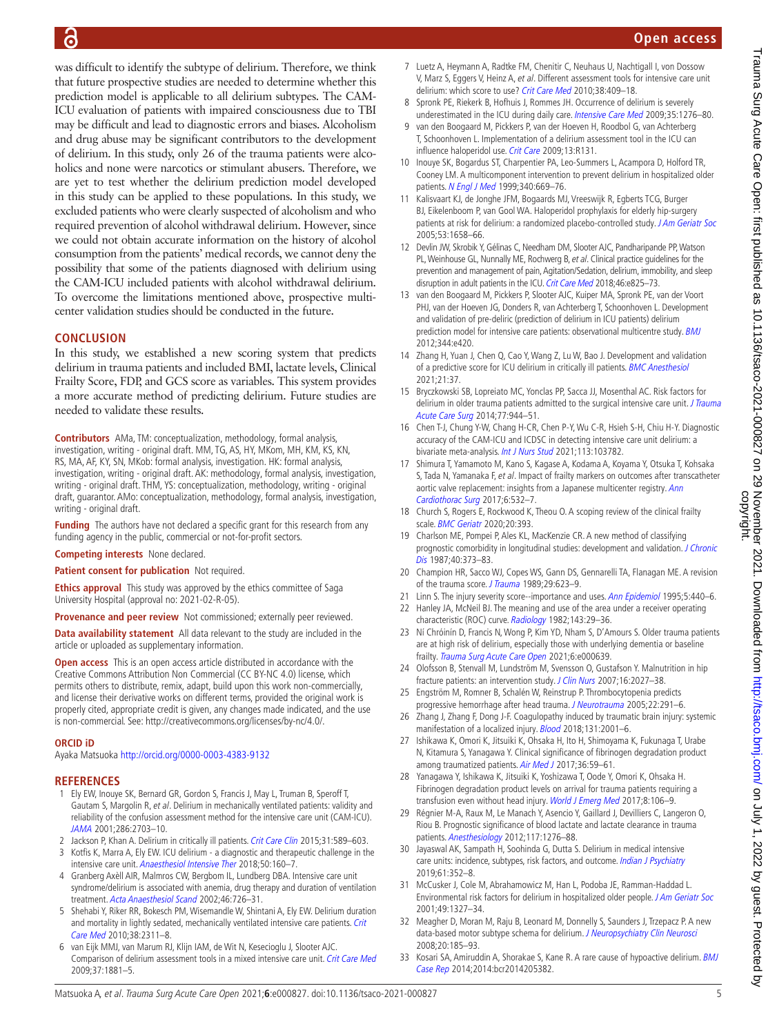was difficult to identify the subtype of delirium. Therefore, we think that future prospective studies are needed to determine whether this prediction model is applicable to all delirium subtypes. The CAM-ICU evaluation of patients with impaired consciousness due to TBI may be difficult and lead to diagnostic errors and biases. Alcoholism and drug abuse may be significant contributors to the development of delirium. In this study, only 26 of the trauma patients were alcoholics and none were narcotics or stimulant abusers. Therefore, we are yet to test whether the delirium prediction model developed in this study can be applied to these populations. In this study, we excluded patients who were clearly suspected of alcoholism and who required prevention of alcohol withdrawal delirium. However, since we could not obtain accurate information on the history of alcohol consumption from the patients' medical records, we cannot deny the possibility that some of the patients diagnosed with delirium using the CAM-ICU included patients with alcohol withdrawal delirium. To overcome the limitations mentioned above, prospective multicenter validation studies should be conducted in the future.

## CONCLUSION

In this study, we established a new scoring system that predicts delirium in trauma patients and included BMI, lactate levels, Clinical Frailty Score, FDP, and GCS score as variables. This system provides a more accurate method of predicting delirium. Future studies are needed to validate these results.

**Contributors** AMa, TM: conceptualization, methodology, formal analysis, investigation, writing - original draft. MM, TG, AS, HY, MKom, MH, KM, KS, KN, RS, MA, AF, KY, SN, MKob: formal analysis, investigation. HK: formal analysis, investigation, writing - original draft. AK: methodology, formal analysis, investigation, writing - original draft. THM, YS: conceptualization, methodology, writing - original draft, guarantor. AMo: conceptualization, methodology, formal analysis, investigation, writing - original draft.

**Funding** The authors have not declared a specific grant for this research from any funding agency in the public, commercial or not-for-profit sectors.

**Competing interests** None declared.

**Patient consent for publication** Not required.

**Ethics approval** This study was approved by the ethics committee of Saga University Hospital (approval no: 2021-02-R-05).

**Provenance and peer review** Not commissioned; externally peer reviewed.

**Data availability statement** All data relevant to the study are included in the article or uploaded as supplementary information.

**Open access** This is an open access article distributed in accordance with the Creative Commons Attribution Non Commercial (CC BY-NC 4.0) license, which permits others to distribute, remix, adapt, build upon this work non-commercially, and license their derivative works on different terms, provided the original work is properly cited, appropriate credit is given, any changes made indicated, and the use is non-commercial. See: http://creativecommons.org/licenses/by-nc/4.0/.

### ORCID iD

Ayaka Matsuoka http://orcid.org/0000-0003-4383-9132

## REFERENCES

1. Ely EW, Inouye SK, Bernard GR, Gordon S, Francis J, May L, Truman B, Speroff T, Gautam S, Margolin R, *et al*. Delirium in mechanically ventilated patients: validity and reliability of the confusion assessment method for the intensive care unit (CAM-ICU). *JAMA* 2001;286:2703–10.
2. Jackson P, Khan A. Delirium in critically ill patients. *Crit Care Clin* 2015;31:589–603.
3. Kotfis K, Marra A, Ely EW. ICU delirium - a diagnostic and therapeutic challenge in the intensive care unit. *Anaesthesiol Intensive Ther* 2018;50:160–7.
4. Granberg Axèll AIR, Malmros CW, Bergbom IL, Lundberg DBA. Intensive care unit syndrome/delirium is associated with anemia, drug therapy and duration of ventilation treatment. *Acta Anaesthesiol Scand* 2002;46:726–31.
5. Shehabi Y, Riker RR, Bokesch PM, Wisemandle W, Shintani A, Ely EW. Delirium duration and mortality in lightly sedated, mechanically ventilated intensive care patients. *Crit Care Med* 2010;38:2311–8.
6. van Eijk MMJ, van Marum RJ, Klijn IAM, de Wit N, Kesecioglu J, Slooter AJC. Comparison of delirium assessment tools in a mixed intensive care unit. *Crit Care Med* 2009;37:1881–5.
7. Luetz A, Heymann A, Radtke FM, Chenitir C, Neuhaus U, Nachtigall I, von Dossow V, Marz S, Eggers V, Heinz A, *et al*. Different assessment tools for intensive care unit delirium: which score to use? *Crit Care Med* 2010;38:409–18.
8. Spronk PE, Riekerk B, Hofhuis J, Rommes JH. Occurrence of delirium is severely underestimated in the ICU during daily care. *Intensive Care Med* 2009;35:1276–80.
9. van den Boogaard M, Pickkers P, van der Hoeven H, Roodbol G, van Achterberg T, Schoonhoven L. Implementation of a delirium assessment tool in the ICU can influence haloperidol use. *Crit Care* 2009;13:R131.
10. Inouye SK, Bogardus ST, Charpentier PA, Leo-Summers L, Acampora D, Holford TR, Cooney LM. A multicomponent intervention to prevent delirium in hospitalized older patients. *N Engl J Med* 1999;340:669–76.
11. Kalisvaart KJ, de Jonghe JFM, Bogaards MJ, Vreeswijk R, Egberts TCG, Burger BJ, Eikelenboom P, van Gool WA. Haloperidol prophylaxis for elderly hip-surgery patients at risk for delirium: a randomized placebo-controlled study. *J Am Geriatr Soc* 2005;53:1658–66.
12. Devlin JW, Skrobik Y, Gélinas C, Needham DM, Slooter AJC, Pandharipande PP, Watson PL, Weinhouse GL, Nunnally ME, Rochwerg B, *et al*. Clinical practice guidelines for the prevention and management of pain, Agitation/Sedation, delirium, immobility, and sleep disruption in adult patients in the ICU. *Crit Care Med* 2018;46:e825–73.
13. van den Boogaard M, Pickkers P, Slooter AJC, Kuiper MA, Spronk PE, van der Voort PHJ, van der Hoeven JG, Donders R, van Achterberg T, Schoonhoven L. Development and validation of pre-deliric (prediction of delirium in ICU patients) delirium prediction model for intensive care patients: observational multicentre study. *BMJ* 2012;344:e420.
14. Zhang H, Yuan J, Chen Q, Cao Y, Wang Z, Lu W, Bao J. Development and validation of a predictive score for ICU delirium in critically ill patients. *BMC Anesthesiol* 2021;21:37.
15. Bryczkowski SB, Lopreiato MC, Yonclas PP, Sacca JJ, Mosenthal AC. Risk factors for delirium in older trauma patients admitted to the surgical intensive care unit. *J Trauma Acute Care Surg* 2014;77:944–51.
16. Chen T-J, Chung Y-W, Chang H-CR, Chen P-Y, Wu C-R, Hsieh S-H, Chiu H-Y. Diagnostic accuracy of the CAM-ICU and ICDSC in detecting intensive care unit delirium: a bivariate meta-analysis. *Int J Nurs Stud* 2021;113:103782.
17. Shimura T, Yamamoto M, Kano S, Kagase A, Kodama A, Koyama Y, Otsuka T, Kohsaka S, Tada N, Yamanaka F, *et al*. Impact of frailty markers on outcomes after transcatheter aortic valve replacement: insights from a Japanese multicenter registry. *Ann Cardiothorac Surg* 2017;6:532–7.
18. Church S, Rogers E, Rockwood K, Theou O. A scoping review of the clinical frailty scale. *BMC Geriatr* 2020;20:393.
19. Charlson ME, Pompei P, Ales KL, MacKenzie CR. A new method of classifying prognostic comorbidity in longitudinal studies: development and validation. *J Chronic Dis* 1987;40:373–83.
20. Champion HR, Sacco WJ, Copes WS, Gann DS, Gennarelli TA, Flanagan ME. A revision of the trauma score. *J Trauma* 1989;29:623–9.
21. Linn S. The injury severity score--importance and uses. *Ann Epidemiol* 1995;5:440–6.
22. Hanley JA, McNeil BJ. The meaning and use of the area under a receiver operating characteristic (ROC) curve. *Radiology* 1982;143:29–36.
23. Ní Chróinín D, Francis N, Wong P, Kim YD, Nham S, D'Amours S. Older trauma patients are at high risk of delirium, especially those with underlying dementia or baseline frailty. *Trauma Surg Acute Care Open* 2021;6:e000639.
24. Olofsson B, Stenvall M, Lundström M, Svensson O, Gustafson Y. Malnutrition in hip fracture patients: an intervention study. *J Clin Nurs* 2007;16:2027–38.
25. Engström M, Romner B, Schalén W, Reinstrup P. Thrombocytopenia predicts progressive hemorrhage after head trauma. *J Neurotrauma* 2005;22:291–6.
26. Zhang J, Zhang F, Dong J-F. Coagulopathy induced by traumatic brain injury: systemic manifestation of a localized injury. *Blood* 2018;131:2001–6.
27. Ishikawa K, Omori K, Jitsuiki K, Ohsaka H, Ito H, Shimoyama K, Fukunaga T, Urabe N, Kitamura S, Yanagawa Y. Clinical significance of fibrinogen degradation product among traumatized patients. *Air Med J* 2017;36:59–61.
28. Yanagawa Y, Ishikawa K, Jitsuiki K, Yoshizawa T, Oode Y, Omori K, Ohsaka H. Fibrinogen degradation product levels on arrival for trauma patients requiring a transfusion even without head injury. *World J Emerg Med* 2017;8:106–9.
29. Régnier M-A, Raux M, Le Manach Y, Asencio Y, Gaillard J, Devilliers C, Langeron O, Riou B. Prognostic significance of blood lactate and lactate clearance in trauma patients. *Anesthesiology* 2012;117:1276–88.
30. Jayaswal AK, Sampath H, Soohinda G, Dutta S. Delirium in medical intensive care units: incidence, subtypes, risk factors, and outcome. *Indian J Psychiatry* 2019;61:352–8.
31. McCusker J, Cole M, Abrahamowicz M, Han L, Podoba JE, Ramman-Haddad L. Environmental risk factors for delirium in hospitalized older people. *J Am Geriatr Soc* 2001;49:1327–34.
32. Meagher D, Moran M, Raju B, Leonard M, Donnelly S, Saunders J, Trzepacz P. A new data-based motor subtype schema for delirium. *J Neuropsychiatry Clin Neurosci* 2008;20:185–93.
33. Kosari SA, Amiruddin A, Shorakae S, Kane R. A rare cause of hypoactive delirium. *BMJ Case Rep* 2014;2014:bcr2014205382.